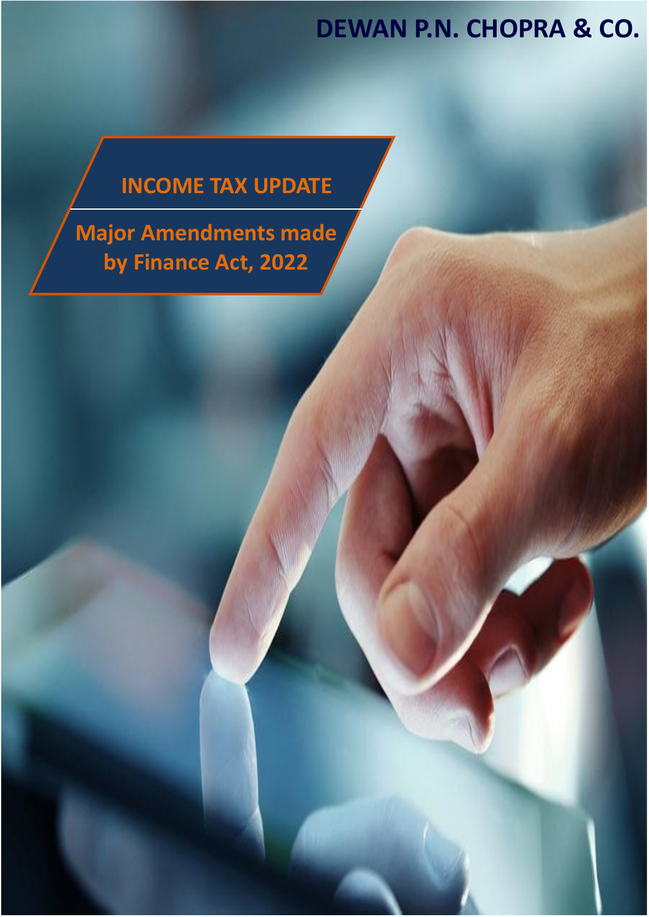DEWAN P.N. CHOPRA & CO.

# INCOME TAX UPDATE

## Major Amendments made by Finance Act, 2022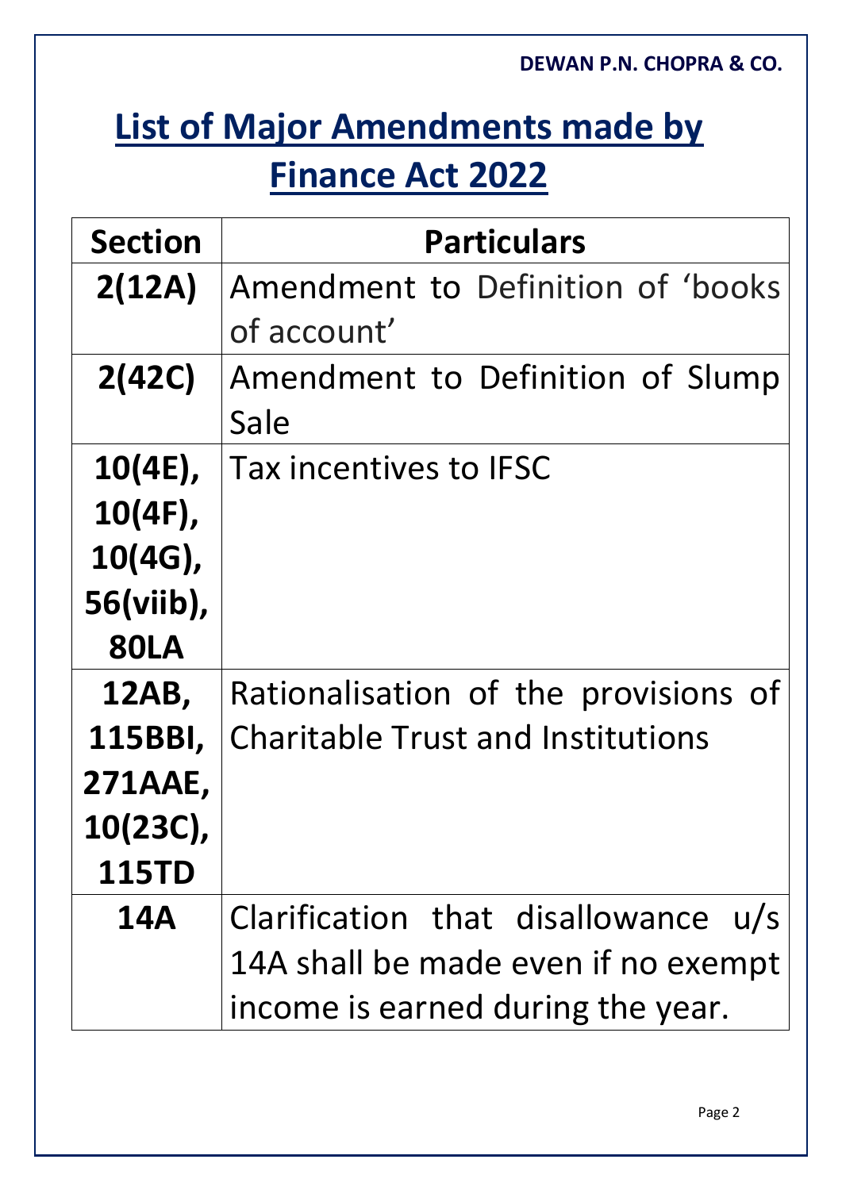# List of Major Amendments made by Finance Act 2022

| Section | Particulars |
|---|---|
| **2(12A)** | Amendment to Definition of 'books of account' |
| **2(42C)** | Amendment to Definition of Slump Sale |
| **10(4E), 10(4F), 10(4G), 56(viib), 80LA** | Tax incentives to IFSC |
| **12AB, 115BBI, 271AAE, 10(23C), 115TD** | Rationalisation of the provisions of Charitable Trust and Institutions |
| **14A** | Clarification that disallowance u/s 14A shall be made even if no exempt income is earned during the year. |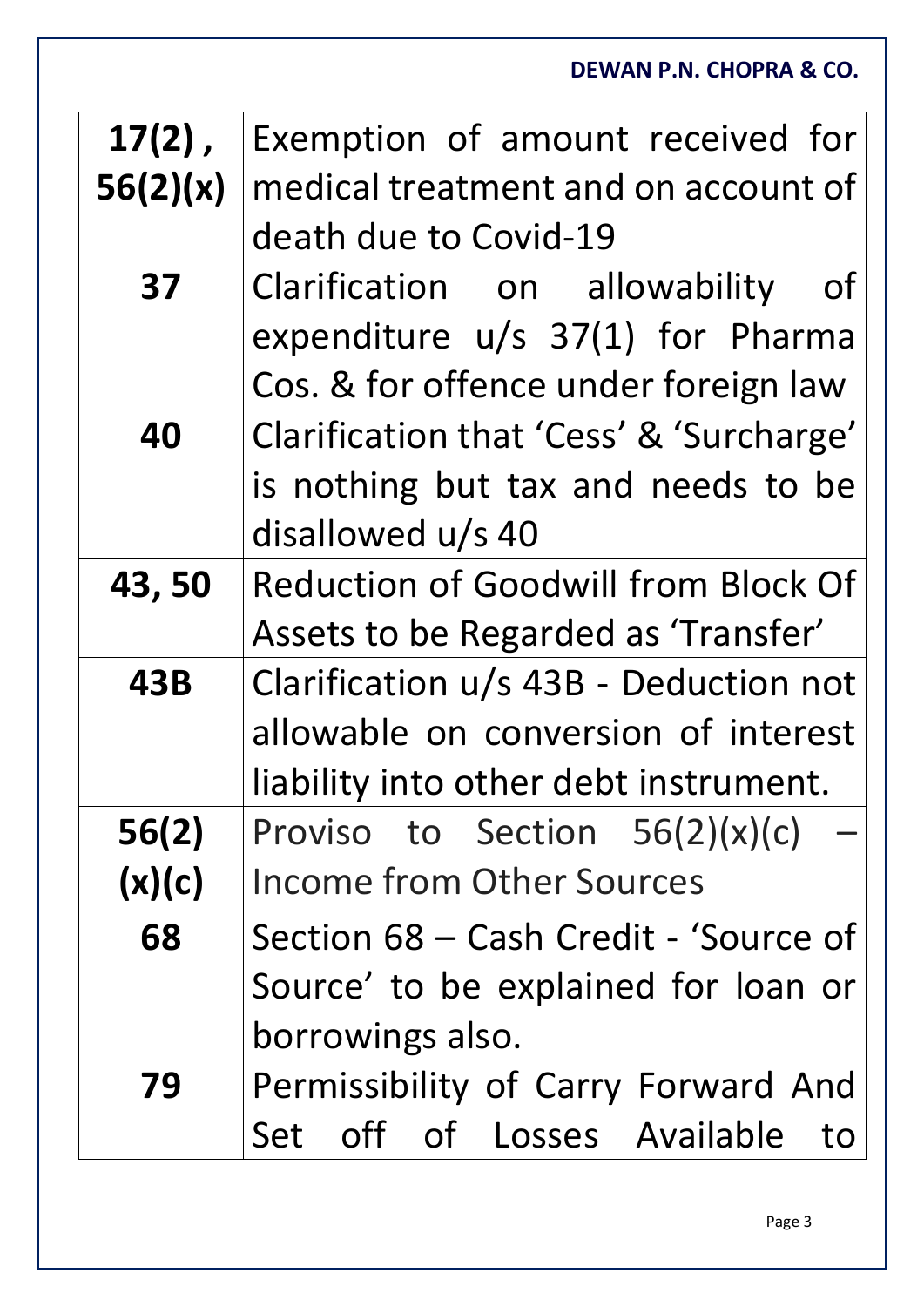| | |
|---|---|
| **17(2) , 56(2)(x)** | Exemption of amount received for medical treatment and on account of death due to Covid-19 |
| **37** | Clarification on allowability of expenditure u/s 37(1) for Pharma Cos. & for offence under foreign law |
| **40** | Clarification that 'Cess' & 'Surcharge' is nothing but tax and needs to be disallowed u/s 40 |
| **43, 50** | Reduction of Goodwill from Block Of Assets to be Regarded as 'Transfer' |
| **43B** | Clarification u/s 43B - Deduction not allowable on conversion of interest liability into other debt instrument. |
| **56(2) (x)(c)** | Proviso to Section 56(2)(x)(c) – Income from Other Sources |
| **68** | Section 68 – Cash Credit - 'Source of Source' to be explained for loan or borrowings also. |
| **79** | Permissibility of Carry Forward And Set off of Losses Available to |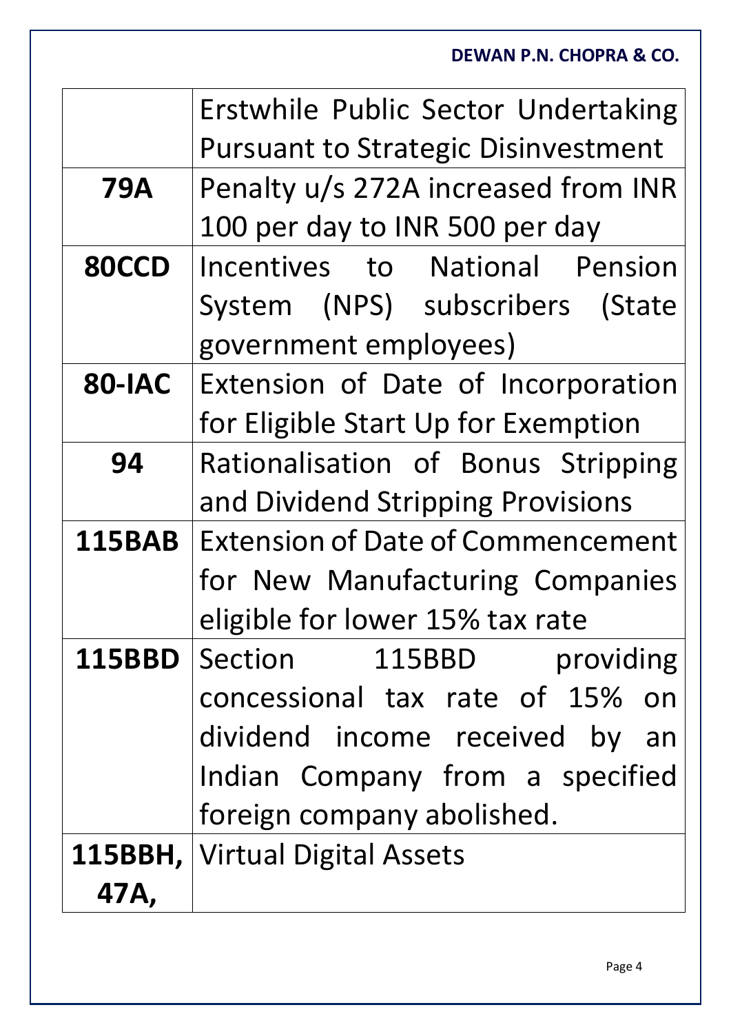| | |
|---|---|
| | Erstwhile Public Sector Undertaking Pursuant to Strategic Disinvestment |
| **79A** | Penalty u/s 272A increased from INR 100 per day to INR 500 per day |
| **80CCD** | Incentives to National Pension System (NPS) subscribers (State government employees) |
| **80-IAC** | Extension of Date of Incorporation for Eligible Start Up for Exemption |
| **94** | Rationalisation of Bonus Stripping and Dividend Stripping Provisions |
| **115BAB** | Extension of Date of Commencement for New Manufacturing Companies eligible for lower 15% tax rate |
| **115BBD** | Section 115BBD providing concessional tax rate of 15% on dividend income received by an Indian Company from a specified foreign company abolished. |
| **115BBH, 47A,** | Virtual Digital Assets |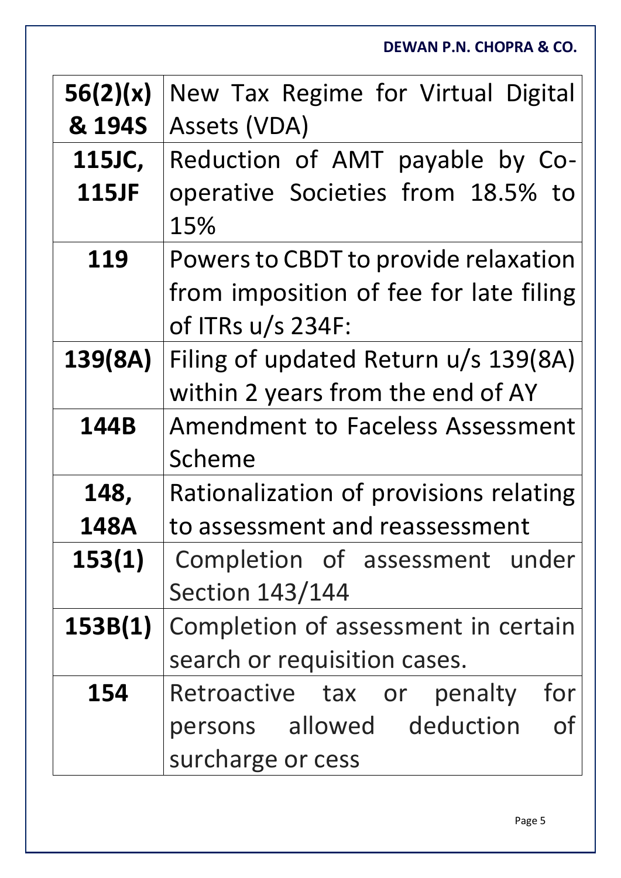| | |
|---|---|
| **56(2)(x) & 194S** | New Tax Regime for Virtual Digital Assets (VDA) |
| **115JC, 115JF** | Reduction of AMT payable by Co-operative Societies from 18.5% to 15% |
| **119** | Powers to CBDT to provide relaxation from imposition of fee for late filing of ITRs u/s 234F: |
| **139(8A)** | Filing of updated Return u/s 139(8A) within 2 years from the end of AY |
| **144B** | Amendment to Faceless Assessment Scheme |
| **148, 148A** | Rationalization of provisions relating to assessment and reassessment |
| **153(1)** | Completion of assessment under Section 143/144 |
| **153B(1)** | Completion of assessment in certain search or requisition cases. |
| **154** | Retroactive tax or penalty for persons allowed deduction of surcharge or cess |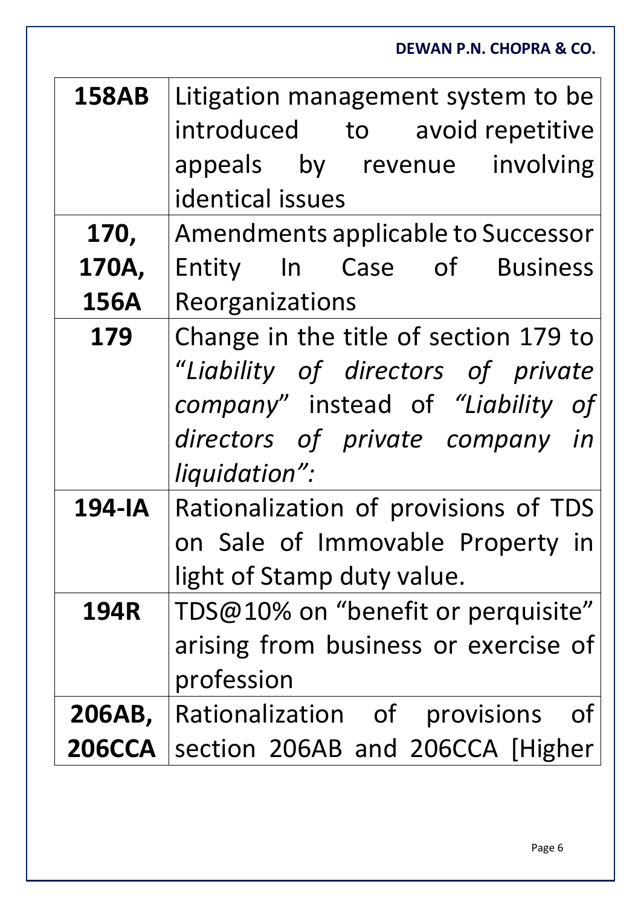| | |
|---|---|
| **158AB** | Litigation management system to be introduced to avoid repetitive appeals by revenue involving identical issues |
| **170, 170A, 156A** | Amendments applicable to Successor Entity In Case of Business Reorganizations |
| **179** | Change in the title of section 179 to "*Liability of directors of private company*" instead of *"Liability of directors of private company in liquidation":* |
| **194-IA** | Rationalization of provisions of TDS on Sale of Immovable Property in light of Stamp duty value. |
| **194R** | TDS@10% on "benefit or perquisite" arising from business or exercise of profession |
| **206AB, 206CCA** | Rationalization of provisions of section 206AB and 206CCA [Higher |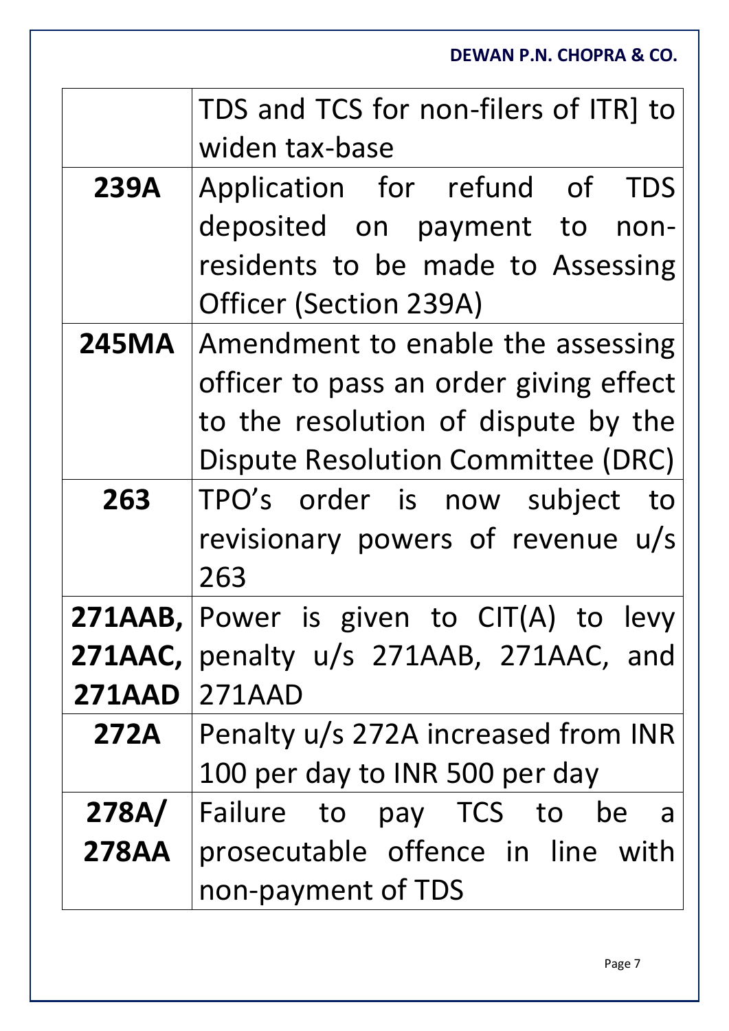| | |
|---|---|
| | TDS and TCS for non-filers of ITR] to widen tax-base |
| **239A** | Application for refund of TDS deposited on payment to non-residents to be made to Assessing Officer (Section 239A) |
| **245MA** | Amendment to enable the assessing officer to pass an order giving effect to the resolution of dispute by the Dispute Resolution Committee (DRC) |
| **263** | TPO's order is now subject to revisionary powers of revenue u/s 263 |
| **271AAB, 271AAC, 271AAD** | Power is given to CIT(A) to levy penalty u/s 271AAB, 271AAC, and 271AAD |
| **272A** | Penalty u/s 272A increased from INR 100 per day to INR 500 per day |
| **278A/ 278AA** | Failure to pay TCS to be a prosecutable offence in line with non-payment of TDS |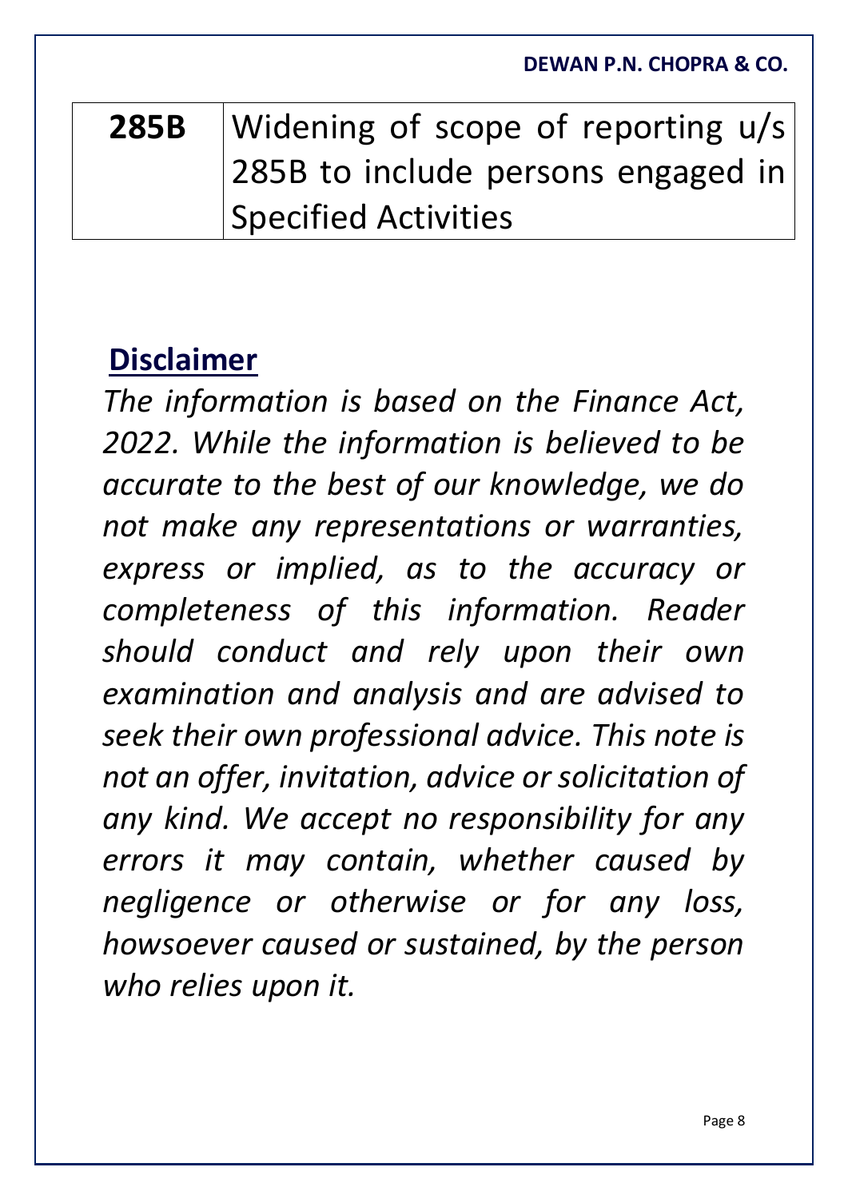| | |
|---|---|
| **285B** | Widening of scope of reporting u/s 285B to include persons engaged in Specified Activities |

## Disclaimer

*The information is based on the Finance Act, 2022. While the information is believed to be accurate to the best of our knowledge, we do not make any representations or warranties, express or implied, as to the accuracy or completeness of this information. Reader should conduct and rely upon their own examination and analysis and are advised to seek their own professional advice. This note is not an offer, invitation, advice or solicitation of any kind. We accept no responsibility for any errors it may contain, whether caused by negligence or otherwise or for any loss, howsoever caused or sustained, by the person who relies upon it.*